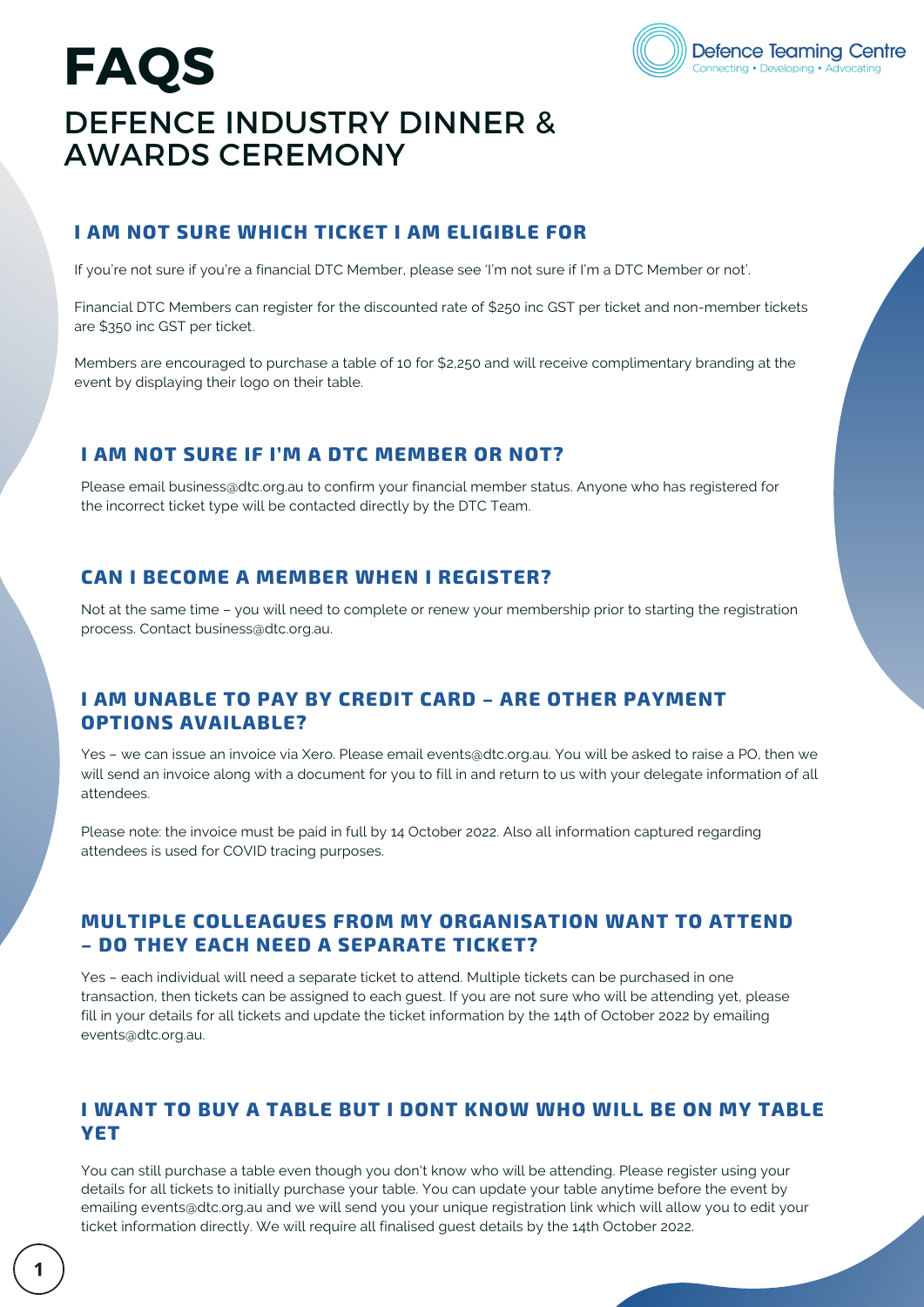# FAQS

## DEFENCE INDUSTRY DINNER & AWARDS CEREMONY

Defence Teaming Centre
Connecting • Developing • Advocating

### I AM NOT SURE WHICH TICKET I AM ELIGIBLE FOR

If you're not sure if you're a financial DTC Member, please see 'I'm not sure if I'm a DTC Member or not'.

Financial DTC Members can register for the discounted rate of $250 inc GST per ticket and non-member tickets are $350 inc GST per ticket.

Members are encouraged to purchase a table of 10 for $2,250 and will receive complimentary branding at the event by displaying their logo on their table.

### I AM NOT SURE IF I'M A DTC MEMBER OR NOT?

Please email business@dtc.org.au to confirm your financial member status. Anyone who has registered for the incorrect ticket type will be contacted directly by the DTC Team.

### CAN I BECOME A MEMBER WHEN I REGISTER?

Not at the same time – you will need to complete or renew your membership prior to starting the registration process. Contact business@dtc.org.au.

### I AM UNABLE TO PAY BY CREDIT CARD – ARE OTHER PAYMENT OPTIONS AVAILABLE?

Yes – we can issue an invoice via Xero. Please email events@dtc.org.au. You will be asked to raise a PO, then we will send an invoice along with a document for you to fill in and return to us with your delegate information of all attendees.

Please note: the invoice must be paid in full by 14 October 2022. Also all information captured regarding attendees is used for COVID tracing purposes.

### MULTIPLE COLLEAGUES FROM MY ORGANISATION WANT TO ATTEND – DO THEY EACH NEED A SEPARATE TICKET?

Yes – each individual will need a separate ticket to attend. Multiple tickets can be purchased in one transaction, then tickets can be assigned to each guest. If you are not sure who will be attending yet, please fill in your details for all tickets and update the ticket information by the 14th of October 2022 by emailing events@dtc.org.au.

### I WANT TO BUY A TABLE BUT I DONT KNOW WHO WILL BE ON MY TABLE YET

You can still purchase a table even though you don't know who will be attending. Please register using your details for all tickets to initially purchase your table. You can update your table anytime before the event by emailing events@dtc.org.au and we will send you your unique registration link which will allow you to edit your ticket information directly. We will require all finalised guest details by the 14th October 2022.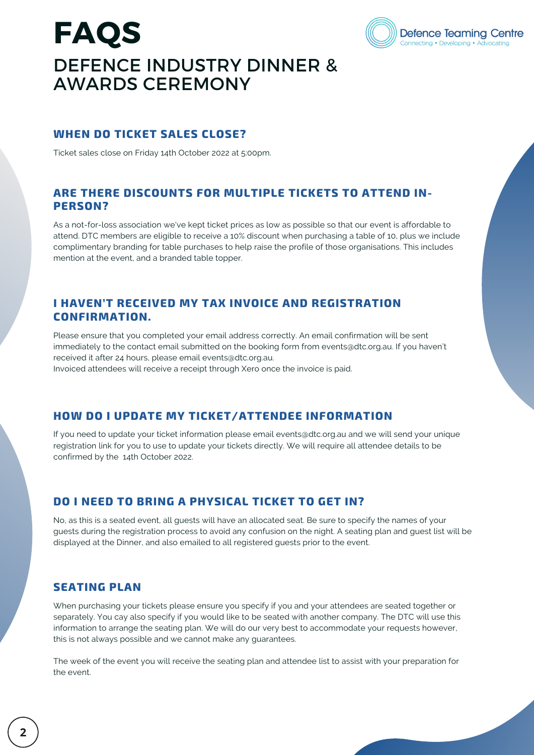# FAQS

## DEFENCE INDUSTRY DINNER & AWARDS CEREMONY

### WHEN DO TICKET SALES CLOSE?

Ticket sales close on Friday 14th October 2022 at 5:00pm.

### ARE THERE DISCOUNTS FOR MULTIPLE TICKETS TO ATTEND IN-PERSON?

As a not-for-loss association we've kept ticket prices as low as possible so that our event is affordable to attend. DTC members are eligible to receive a 10% discount when purchasing a table of 10, plus we include complimentary branding for table purchases to help raise the profile of those organisations. This includes mention at the event, and a branded table topper.

### I HAVEN'T RECEIVED MY TAX INVOICE AND REGISTRATION CONFIRMATION.

Please ensure that you completed your email address correctly. An email confirmation will be sent immediately to the contact email submitted on the booking form from events@dtc.org.au. If you haven't received it after 24 hours, please email events@dtc.org.au.
Invoiced attendees will receive a receipt through Xero once the invoice is paid.

### HOW DO I UPDATE MY TICKET/ATTENDEE INFORMATION

If you need to update your ticket information please email events@dtc.org.au and we will send your unique registration link for you to use to update your tickets directly. We will require all attendee details to be confirmed by the 14th October 2022.

### DO I NEED TO BRING A PHYSICAL TICKET TO GET IN?

No, as this is a seated event, all guests will have an allocated seat. Be sure to specify the names of your guests during the registration process to avoid any confusion on the night. A seating plan and guest list will be displayed at the Dinner, and also emailed to all registered guests prior to the event.

### SEATING PLAN

When purchasing your tickets please ensure you specify if you and your attendees are seated together or separately. You cay also specify if you would like to be seated with another company. The DTC will use this information to arrange the seating plan. We will do our very best to accommodate your requests however, this is not always possible and we cannot make any guarantees.

The week of the event you will receive the seating plan and attendee list to assist with your preparation for the event.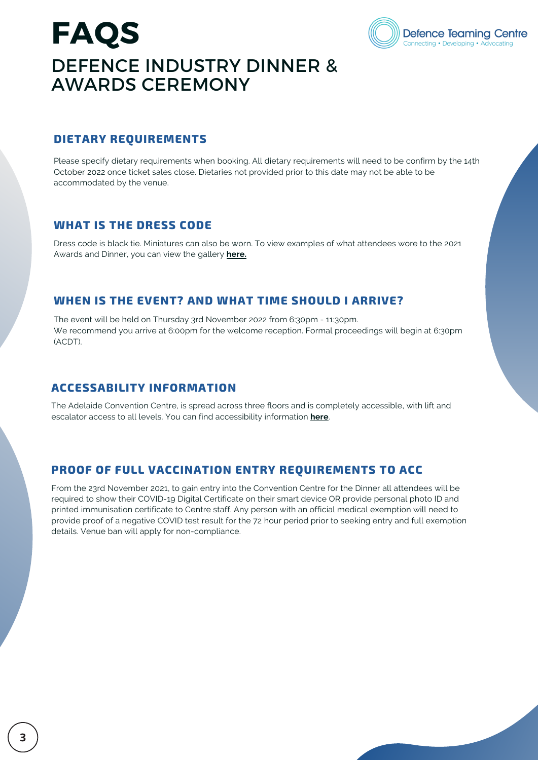# FAQS

## DEFENCE INDUSTRY DINNER & AWARDS CEREMONY

Defence Teaming Centre
Connecting • Developing • Advocating

### DIETARY REQUIREMENTS

Please specify dietary requirements when booking. All dietary requirements will need to be confirm by the 14th October 2022 once ticket sales close. Dietaries not provided prior to this date may not be able to be accommodated by the venue.

### WHAT IS THE DRESS CODE

Dress code is black tie. Miniatures can also be worn. To view examples of what attendees wore to the 2021 Awards and Dinner, you can view the gallery **here.**

### WHEN IS THE EVENT? AND WHAT TIME SHOULD I ARRIVE?

The event will be held on Thursday 3rd November 2022 from 6:30pm - 11:30pm.
We recommend you arrive at 6:00pm for the welcome reception. Formal proceedings will begin at 6:30pm (ACDT).

### ACCESSABILITY INFORMATION

The Adelaide Convention Centre, is spread across three floors and is completely accessible, with lift and escalator access to all levels. You can find accessibility information **here**.

### PROOF OF FULL VACCINATION ENTRY REQUIREMENTS TO ACC

From the 23rd November 2021, to gain entry into the Convention Centre for the Dinner all attendees will be required to show their COVID-19 Digital Certificate on their smart device OR provide personal photo ID and printed immunisation certificate to Centre staff. Any person with an official medical exemption will need to provide proof of a negative COVID test result for the 72 hour period prior to seeking entry and full exemption details. Venue ban will apply for non-compliance.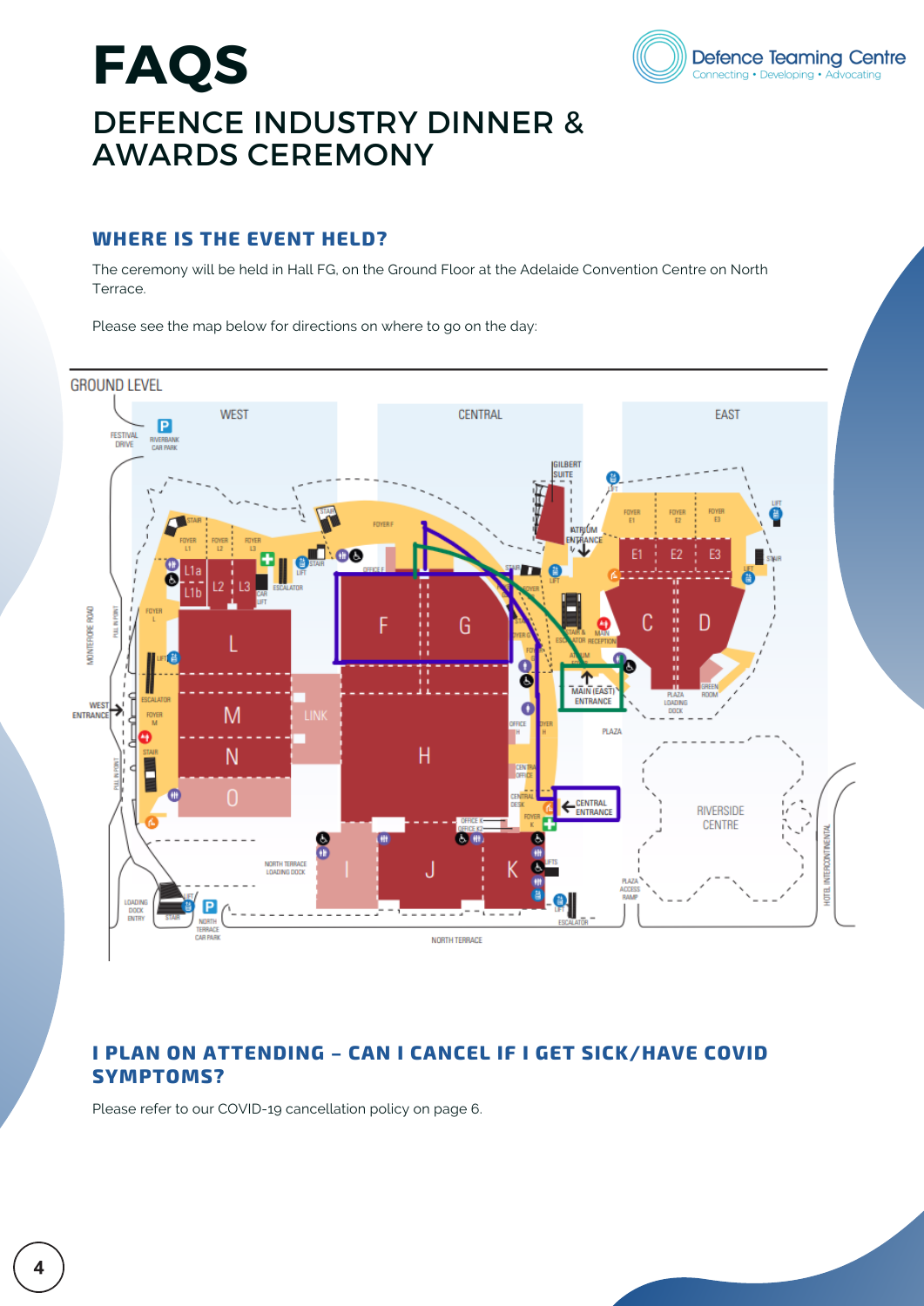# FAQS

## DEFENCE INDUSTRY DINNER & AWARDS CEREMONY

### WHERE IS THE EVENT HELD?

The ceremony will be held in Hall FG, on the Ground Floor at the Adelaide Convention Centre on North Terrace.

Please see the map below for directions on where to go on the day:

GROUND LEVEL

WEST

CENTRAL

EAST

GILBERT SUITE

ATRIUM ENTRANCE

FOYER F

F

G

E1

E2

E3

C

D

L1a

L1b

L2

L3

L

M

N

O

LINK

H

I

J

K

MAIN (EAST) ENTRANCE

CENTRAL ENTRANCE

WEST ENTRANCE

RIVERSIDE CENTRE

PLAZA

NORTH TERRACE

FESTIVAL DRIVE

RIVERBANK CAR PARK

MONTEFIORE ROAD

NORTH TERRACE CAR PARK

NORTH TERRACE LOADING DOCK

LOADING DOCK ENTRY

PLAZA LOADING DOCK

GREEN ROOM

PLAZA ACCESS RAMP

HOTEL INTERCONTINENTAL

### I PLAN ON ATTENDING – CAN I CANCEL IF I GET SICK/HAVE COVID SYMPTOMS?

Please refer to our COVID-19 cancellation policy on page 6.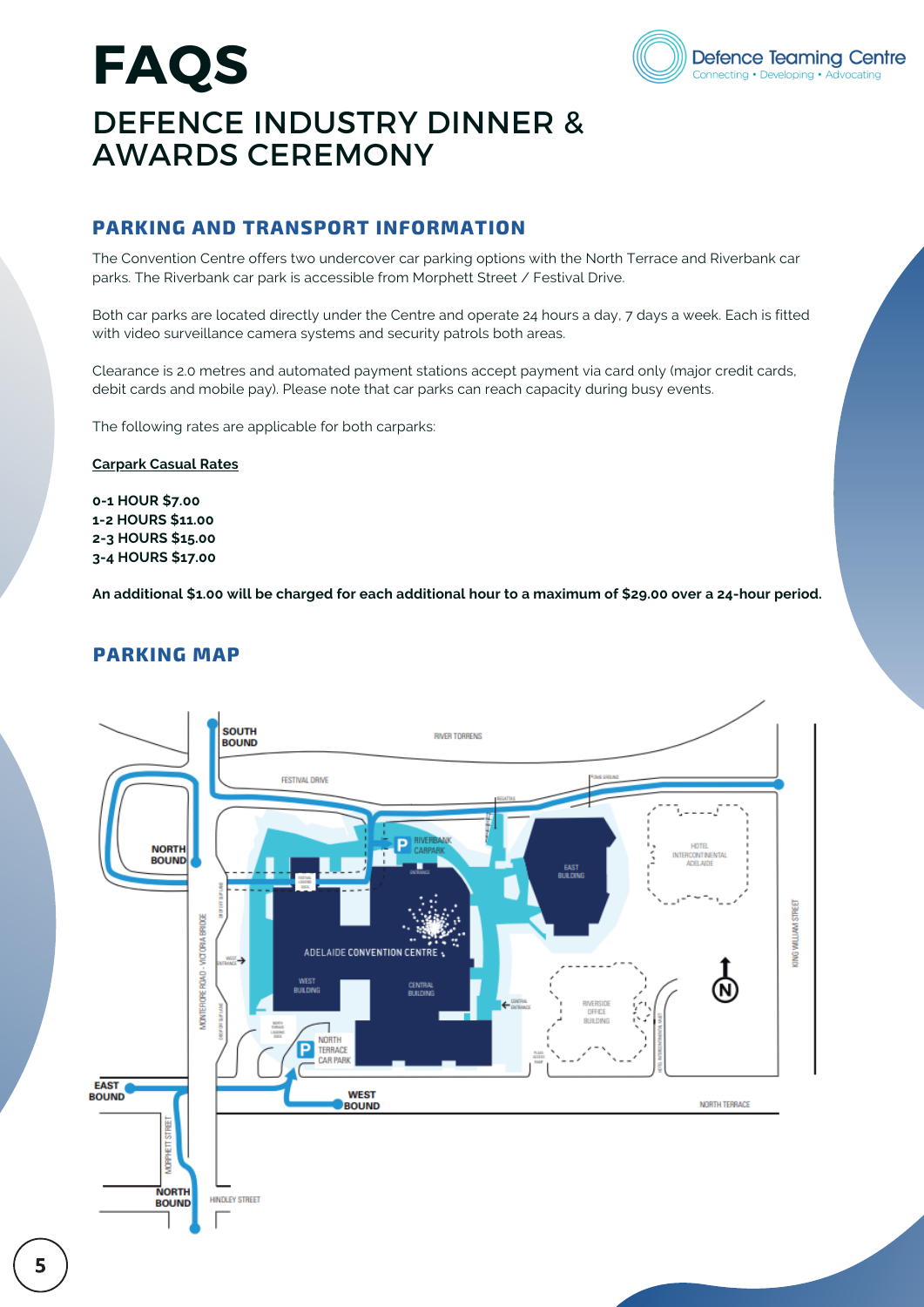# FAQS

## DEFENCE INDUSTRY DINNER & AWARDS CEREMONY

### PARKING AND TRANSPORT INFORMATION

The Convention Centre offers two undercover car parking options with the North Terrace and Riverbank car parks. The Riverbank car park is accessible from Morphett Street / Festival Drive.

Both car parks are located directly under the Centre and operate 24 hours a day, 7 days a week. Each is fitted with video surveillance camera systems and security patrols both areas.

Clearance is 2.0 metres and automated payment stations accept payment via card only (major credit cards, debit cards and mobile pay). Please note that car parks can reach capacity during busy events.

The following rates are applicable for both carparks:

**Carpark Casual Rates**

**0-1 HOUR $7.00**
**1-2 HOURS $11.00**
**2-3 HOURS $15.00**
**3-4 HOURS $17.00**

**An additional $1.00 will be charged for each additional hour to a maximum of $29.00 over a 24-hour period.**

### PARKING MAP

SOUTH BOUND
RIVER TORRENS
FESTIVAL DRIVE
NORTH BOUND
RIVERBANK CARPARK
EAST BUILDING
HOTEL INTERCONTINENTAL ADELAIDE
ADELAIDE CONVENTION CENTRE
WEST BUILDING
CENTRAL BUILDING
RIVERSIDE OFFICE BUILDING
MONTEFIORE ROAD - VICTORIA BRIDGE
KING WILLIAM STREET
NORTH TERRACE CAR PARK
EAST BOUND
WEST BOUND
NORTH TERRACE
MORPHETT STREET
NORTH BOUND
HINDLEY STREET
N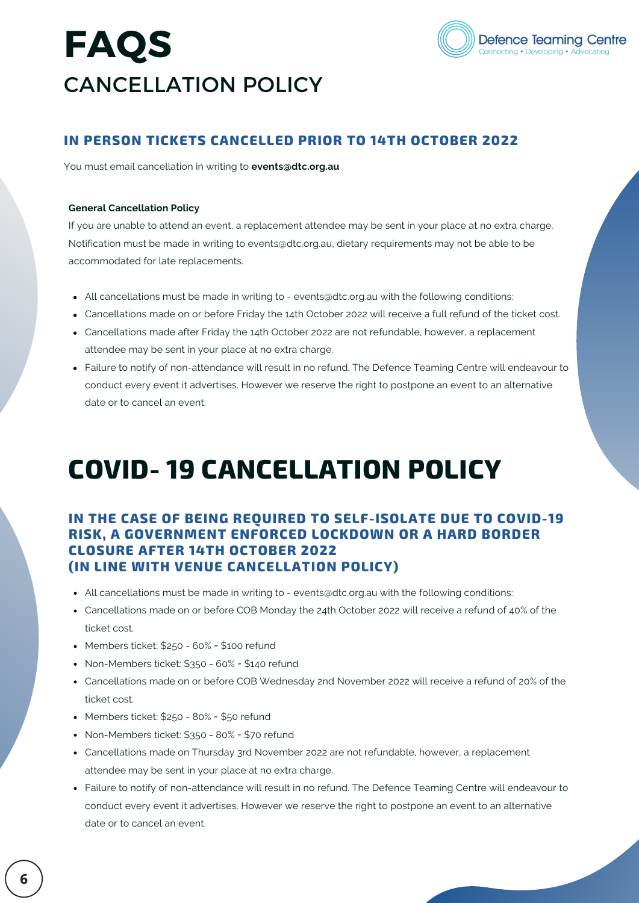# FAQS

## CANCELLATION POLICY

Defence Teaming Centre
Connecting • Developing • Advocating

### IN PERSON TICKETS CANCELLED PRIOR TO 14TH OCTOBER 2022

You must email cancellation in writing to **events@dtc.org.au**

**General Cancellation Policy**

If you are unable to attend an event, a replacement attendee may be sent in your place at no extra charge. Notification must be made in writing to events@dtc.org.au, dietary requirements may not be able to be accommodated for late replacements.

- All cancellations must be made in writing to - events@dtc.org.au with the following conditions:
- Cancellations made on or before Friday the 14th October 2022 will receive a full refund of the ticket cost.
- Cancellations made after Friday the 14th October 2022 are not refundable, however, a replacement attendee may be sent in your place at no extra charge.
- Failure to notify of non-attendance will result in no refund. The Defence Teaming Centre will endeavour to conduct every event it advertises. However we reserve the right to postpone an event to an alternative date or to cancel an event.

# COVID- 19 CANCELLATION POLICY

### IN THE CASE OF BEING REQUIRED TO SELF-ISOLATE DUE TO COVID-19 RISK, A GOVERNMENT ENFORCED LOCKDOWN OR A HARD BORDER CLOSURE AFTER 14TH OCTOBER 2022 (IN LINE WITH VENUE CANCELLATION POLICY)

- All cancellations must be made in writing to - events@dtc.org.au with the following conditions:
- Cancellations made on or before COB Monday the 24th October 2022 will receive a refund of 40% of the ticket cost.
- Members ticket: $250 - 60% = $100 refund
- Non-Members ticket: $350 - 60% = $140 refund
- Cancellations made on or before COB Wednesday 2nd November 2022 will receive a refund of 20% of the ticket cost.
- Members ticket: $250 - 80% = $50 refund
- Non-Members ticket: $350 - 80% = $70 refund
- Cancellations made on Thursday 3rd November 2022 are not refundable, however, a replacement attendee may be sent in your place at no extra charge.
- Failure to notify of non-attendance will result in no refund. The Defence Teaming Centre will endeavour to conduct every event it advertises. However we reserve the right to postpone an event to an alternative date or to cancel an event.